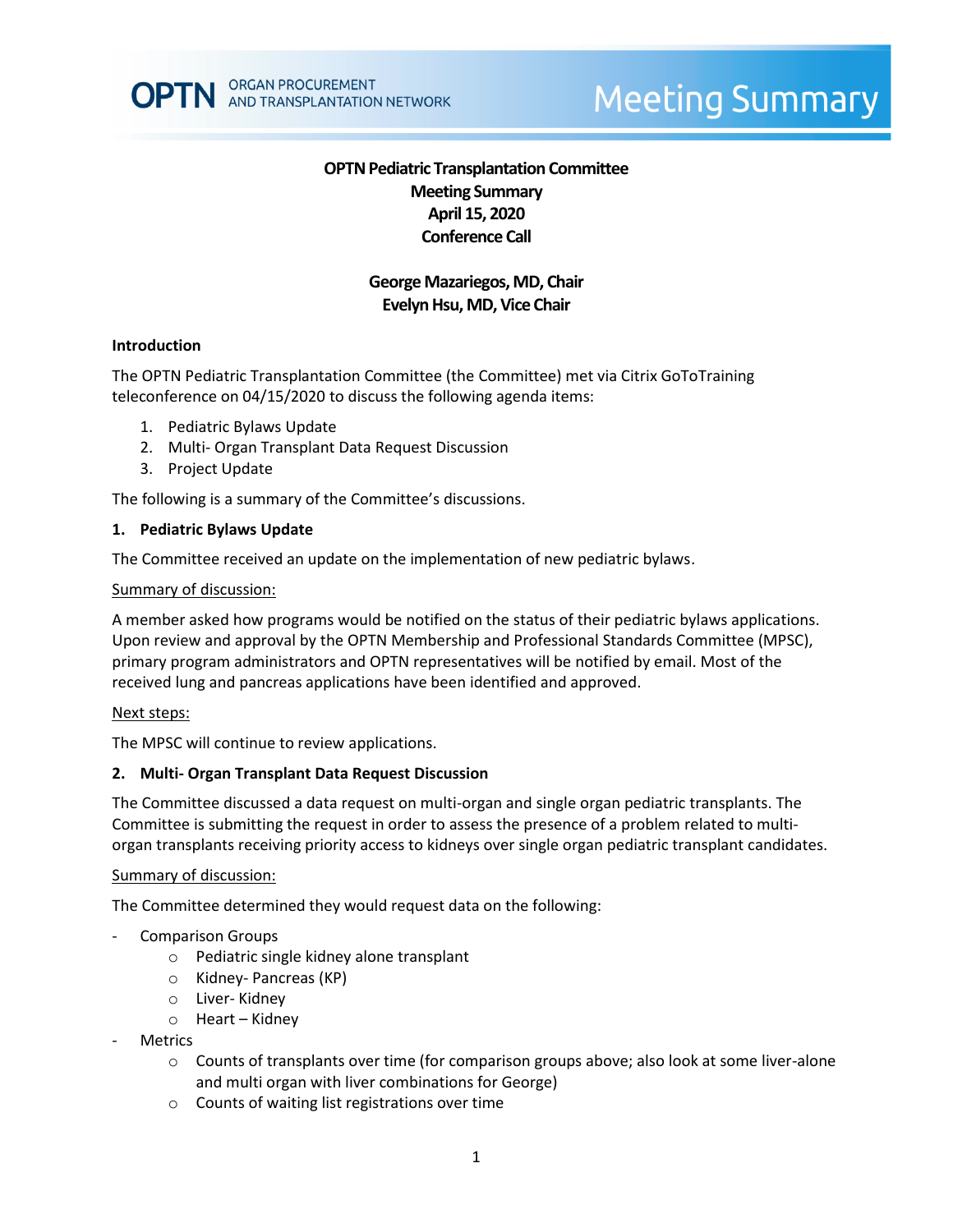# OPTN Pediatric Transplantation Committee
## Meeting Summary
## April 15, 2020
## Conference Call

**George Mazariegos, MD, Chair**
**Evelyn Hsu, MD, Vice Chair**

### Introduction

The OPTN Pediatric Transplantation Committee (the Committee) met via Citrix GoToTraining teleconference on 04/15/2020 to discuss the following agenda items:

1. Pediatric Bylaws Update
2. Multi- Organ Transplant Data Request Discussion
3. Project Update

The following is a summary of the Committee's discussions.

### 1. Pediatric Bylaws Update

The Committee received an update on the implementation of new pediatric bylaws.

Summary of discussion:

A member asked how programs would be notified on the status of their pediatric bylaws applications. Upon review and approval by the OPTN Membership and Professional Standards Committee (MPSC), primary program administrators and OPTN representatives will be notified by email. Most of the received lung and pancreas applications have been identified and approved.

Next steps:

The MPSC will continue to review applications.

### 2. Multi- Organ Transplant Data Request Discussion

The Committee discussed a data request on multi-organ and single organ pediatric transplants. The Committee is submitting the request in order to assess the presence of a problem related to multi-organ transplants receiving priority access to kidneys over single organ pediatric transplant candidates.

Summary of discussion:

The Committee determined they would request data on the following:

- Comparison Groups
  - Pediatric single kidney alone transplant
  - Kidney- Pancreas (KP)
  - Liver- Kidney
  - Heart – Kidney
- Metrics
  - Counts of transplants over time (for comparison groups above; also look at some liver-alone and multi organ with liver combinations for George)
  - Counts of waiting list registrations over time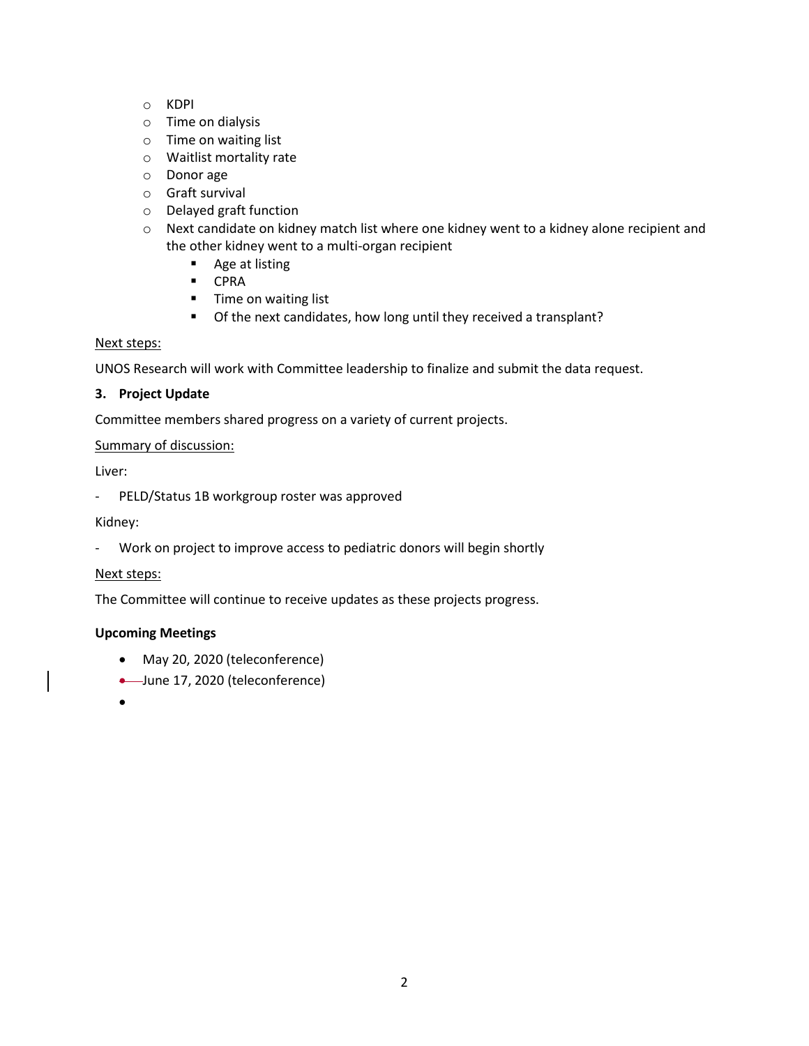- KDPI
- Time on dialysis
- Time on waiting list
- Waitlist mortality rate
- Donor age
- Graft survival
- Delayed graft function
- Next candidate on kidney match list where one kidney went to a kidney alone recipient and the other kidney went to a multi-organ recipient
  - Age at listing
  - CPRA
  - Time on waiting list
  - Of the next candidates, how long until they received a transplant?

Next steps:

UNOS Research will work with Committee leadership to finalize and submit the data request.

**3. Project Update**

Committee members shared progress on a variety of current projects.

Summary of discussion:

Liver:

- PELD/Status 1B workgroup roster was approved

Kidney:

- Work on project to improve access to pediatric donors will begin shortly

Next steps:

The Committee will continue to receive updates as these projects progress.

**Upcoming Meetings**

- May 20, 2020 (teleconference)
- June 17, 2020 (teleconference)